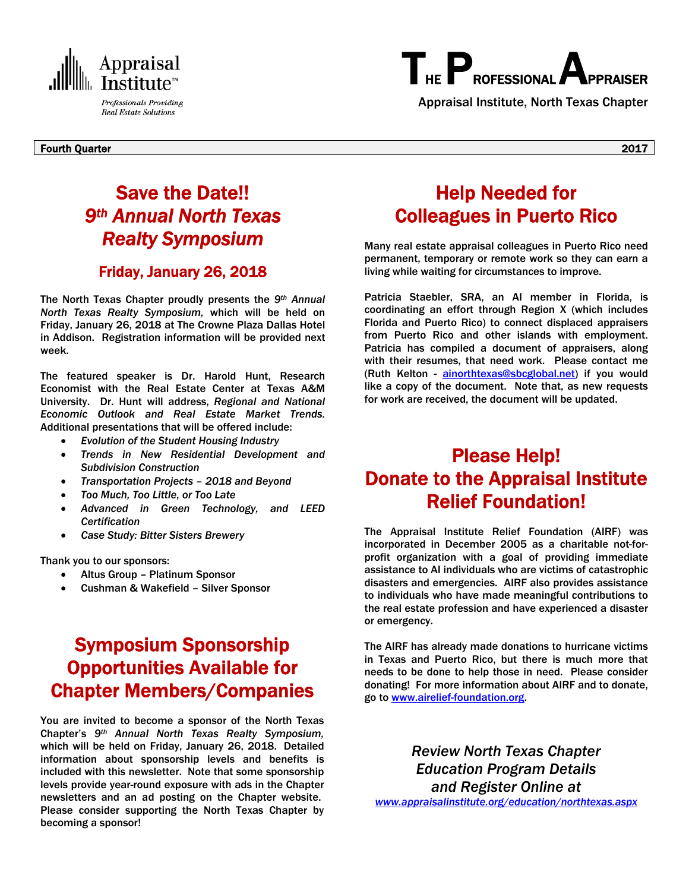Appraisal Institute™

*Professionals Providing Real Estate Solutions*

# THE PROFESSIONAL APPRAISER

Appraisal Institute, North Texas Chapter

**Fourth Quarter** **2017**

## Save the Date!! 9th *Annual North Texas Realty Symposium*

### Friday, January 26, 2018

The North Texas Chapter proudly presents the *9th Annual North Texas Realty Symposium,* which will be held on Friday, January 26, 2018 at The Crowne Plaza Dallas Hotel in Addison. Registration information will be provided next week.

The featured speaker is Dr. Harold Hunt, Research Economist with the Real Estate Center at Texas A&M University. Dr. Hunt will address, *Regional and National Economic Outlook and Real Estate Market Trends.* Additional presentations that will be offered include:

- *Evolution of the Student Housing Industry*
- *Trends in New Residential Development and Subdivision Construction*
- *Transportation Projects – 2018 and Beyond*
- *Too Much, Too Little, or Too Late*
- *Advanced in Green Technology, and LEED Certification*
- *Case Study: Bitter Sisters Brewery*

Thank you to our sponsors:

- Altus Group – Platinum Sponsor
- Cushman & Wakefield – Silver Sponsor

## Symposium Sponsorship Opportunities Available for Chapter Members/Companies

You are invited to become a sponsor of the North Texas Chapter's *9th Annual North Texas Realty Symposium,* which will be held on Friday, January 26, 2018. Detailed information about sponsorship levels and benefits is included with this newsletter. Note that some sponsorship levels provide year-round exposure with ads in the Chapter newsletters and an ad posting on the Chapter website. Please consider supporting the North Texas Chapter by becoming a sponsor!

## Help Needed for Colleagues in Puerto Rico

Many real estate appraisal colleagues in Puerto Rico need permanent, temporary or remote work so they can earn a living while waiting for circumstances to improve.

Patricia Staebler, SRA, an AI member in Florida, is coordinating an effort through Region X (which includes Florida and Puerto Rico) to connect displaced appraisers from Puerto Rico and other islands with employment. Patricia has compiled a document of appraisers, along with their resumes, that need work. Please contact me (Ruth Kelton - ainorthtexas@sbcglobal.net) if you would like a copy of the document. Note that, as new requests for work are received, the document will be updated.

## Please Help! Donate to the Appraisal Institute Relief Foundation!

The Appraisal Institute Relief Foundation (AIRF) was incorporated in December 2005 as a charitable not-for-profit organization with a goal of providing immediate assistance to AI individuals who are victims of catastrophic disasters and emergencies. AIRF also provides assistance to individuals who have made meaningful contributions to the real estate profession and have experienced a disaster or emergency.

The AIRF has already made donations to hurricane victims in Texas and Puerto Rico, but there is much more that needs to be done to help those in need. Please consider donating! For more information about AIRF and to donate, go to www.airelief-foundation.org.

*Review North Texas Chapter Education Program Details and Register Online at*

*www.appraisalinstitute.org/education/northtexas.aspx*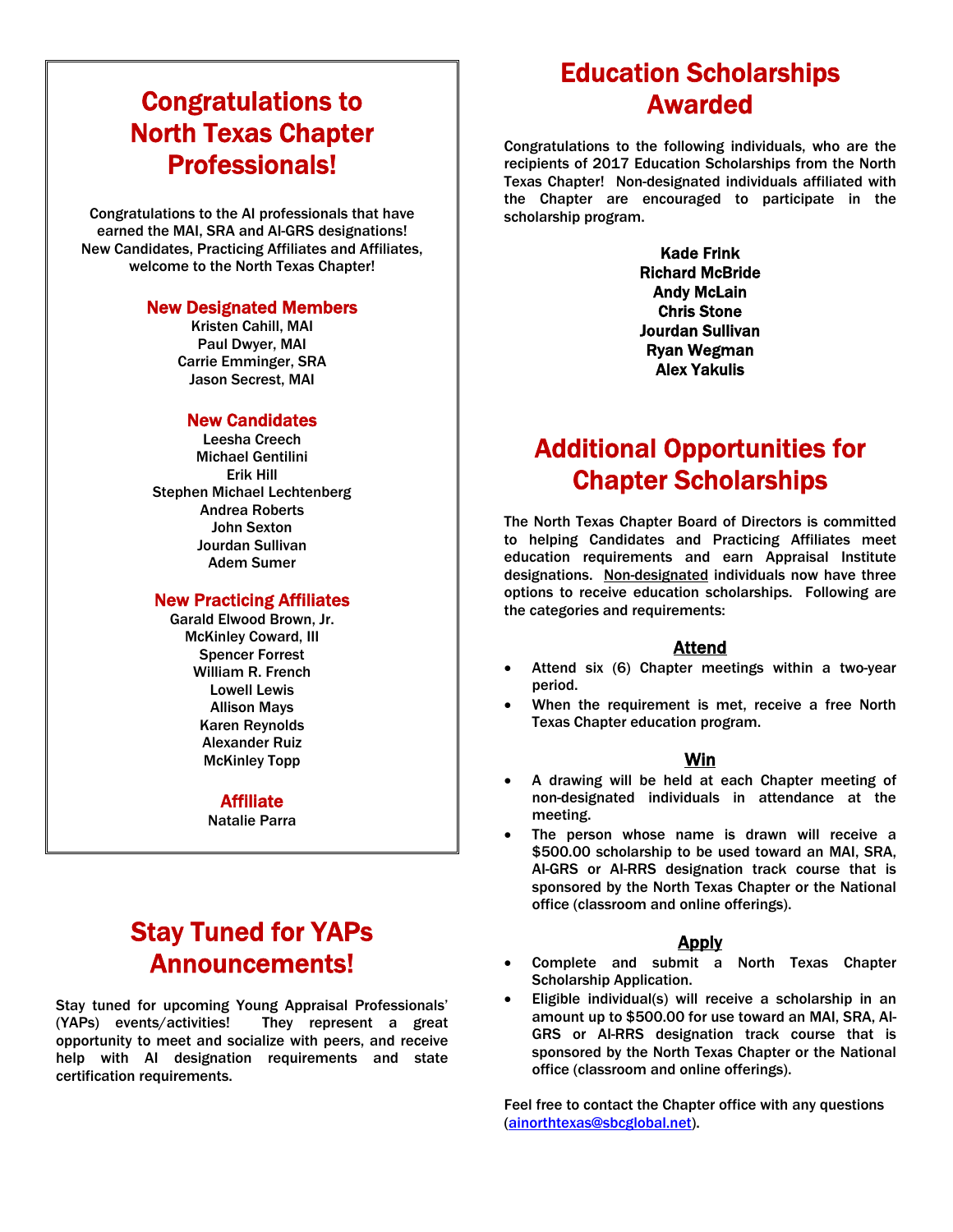# Congratulations to North Texas Chapter Professionals!

**Congratulations to the AI professionals that have earned the MAI, SRA and AI-GRS designations! New Candidates, Practicing Affiliates and Affiliates, welcome to the North Texas Chapter!**

### New Designated Members

**Kristen Cahill, MAI**
**Paul Dwyer, MAI**
**Carrie Emminger, SRA**
**Jason Secrest, MAI**

### New Candidates

**Leesha Creech**
**Michael Gentilini**
**Erik Hill**
**Stephen Michael Lechtenberg**
**Andrea Roberts**
**John Sexton**
**Jourdan Sullivan**
**Adem Sumer**

### New Practicing Affiliates

**Garald Elwood Brown, Jr.**
**McKinley Coward, III**
**Spencer Forrest**
**William R. French**
**Lowell Lewis**
**Allison Mays**
**Karen Reynolds**
**Alexander Ruiz**
**McKinley Topp**

### Affiliate

**Natalie Parra**

# Stay Tuned for YAPs Announcements!

**Stay tuned for upcoming Young Appraisal Professionals' (YAPs) events/activities! They represent a great opportunity to meet and socialize with peers, and receive help with AI designation requirements and state certification requirements.**

# Education Scholarships Awarded

**Congratulations to the following individuals, who are the recipients of 2017 Education Scholarships from the North Texas Chapter! Non-designated individuals affiliated with the Chapter are encouraged to participate in the scholarship program.**

**Kade Frink**
**Richard McBride**
**Andy McLain**
**Chris Stone**
**Jourdan Sullivan**
**Ryan Wegman**
**Alex Yakulis**

# Additional Opportunities for Chapter Scholarships

**The North Texas Chapter Board of Directors is committed to helping Candidates and Practicing Affiliates meet education requirements and earn Appraisal Institute designations. Non-designated individuals now have three options to receive education scholarships. Following are the categories and requirements:**

### Attend

- **Attend six (6) Chapter meetings within a two-year period.**
- **When the requirement is met, receive a free North Texas Chapter education program.**

### Win

- **A drawing will be held at each Chapter meeting of non-designated individuals in attendance at the meeting.**
- **The person whose name is drawn will receive a $500.00 scholarship to be used toward an MAI, SRA, AI-GRS or AI-RRS designation track course that is sponsored by the North Texas Chapter or the National office (classroom and online offerings).**

### Apply

- **Complete and submit a North Texas Chapter Scholarship Application.**
- **Eligible individual(s) will receive a scholarship in an amount up to $500.00 for use toward an MAI, SRA, AI-GRS or AI-RRS designation track course that is sponsored by the North Texas Chapter or the National office (classroom and online offerings).**

**Feel free to contact the Chapter office with any questions (ainorthtexas@sbcglobal.net).**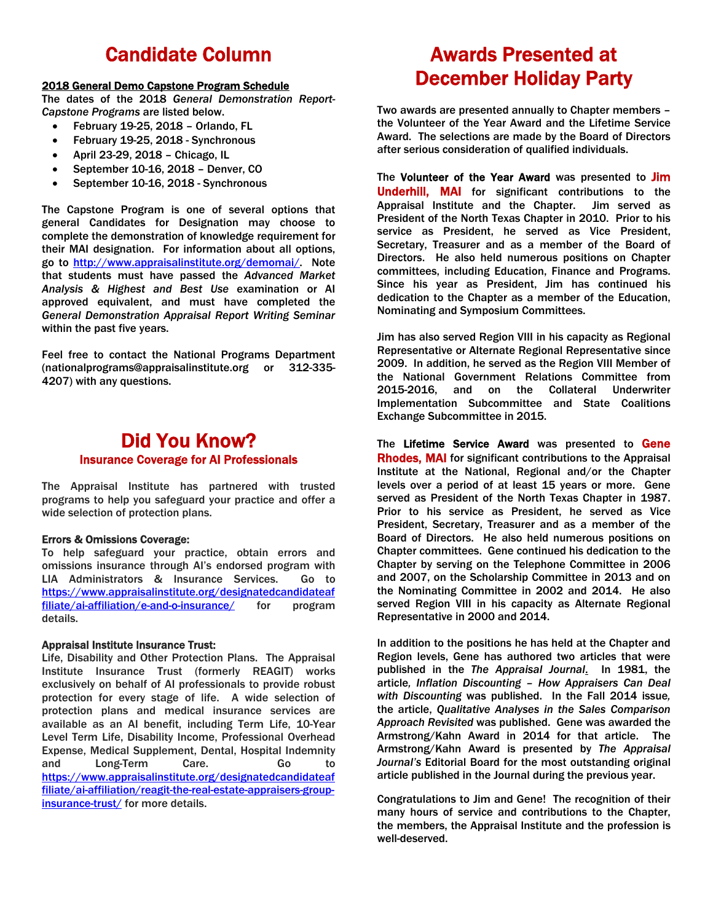# Candidate Column

**2018 General Demo Capstone Program Schedule**

The dates of the 2018 *General Demonstration Report-Capstone Programs* are listed below.

- February 19-25, 2018 – Orlando, FL
- February 19-25, 2018 - Synchronous
- April 23-29, 2018 – Chicago, IL
- September 10-16, 2018 – Denver, CO
- September 10-16, 2018 - Synchronous

The Capstone Program is one of several options that general Candidates for Designation may choose to complete the demonstration of knowledge requirement for their MAI designation. For information about all options, go to http://www.appraisalinstitute.org/demomai/. Note that students must have passed the *Advanced Market Analysis & Highest and Best Use* examination or AI approved equivalent, and must have completed the *General Demonstration Appraisal Report Writing Seminar* within the past five years.

Feel free to contact the National Programs Department (nationalprograms@appraisalinstitute.org or 312-335-4207) with any questions.

# Did You Know?

## Insurance Coverage for AI Professionals

The Appraisal Institute has partnered with trusted programs to help you safeguard your practice and offer a wide selection of protection plans.

**Errors & Omissions Coverage:**

To help safeguard your practice, obtain errors and omissions insurance through AI's endorsed program with LIA Administrators & Insurance Services. Go to https://www.appraisalinstitute.org/designatedcandidateaffiliate/ai-affiliation/e-and-o-insurance/ for program details.

**Appraisal Institute Insurance Trust:**

Life, Disability and Other Protection Plans. The Appraisal Institute Insurance Trust (formerly REAGIT) works exclusively on behalf of AI professionals to provide robust protection for every stage of life. A wide selection of protection plans and medical insurance services are available as an AI benefit, including Term Life, 10-Year Level Term Life, Disability Income, Professional Overhead Expense, Medical Supplement, Dental, Hospital Indemnity and Long-Term Care. Go to https://www.appraisalinstitute.org/designatedcandidateaffiliate/ai-affiliation/reagit-the-real-estate-appraisers-group-insurance-trust/ for more details.

# Awards Presented at December Holiday Party

Two awards are presented annually to Chapter members – the Volunteer of the Year Award and the Lifetime Service Award. The selections are made by the Board of Directors after serious consideration of qualified individuals.

The **Volunteer of the Year Award** was presented to **Jim Underhill, MAI** for significant contributions to the Appraisal Institute and the Chapter. Jim served as President of the North Texas Chapter in 2010. Prior to his service as President, he served as Vice President, Secretary, Treasurer and as a member of the Board of Directors. He also held numerous positions on Chapter committees, including Education, Finance and Programs. Since his year as President, Jim has continued his dedication to the Chapter as a member of the Education, Nominating and Symposium Committees.

Jim has also served Region VIII in his capacity as Regional Representative or Alternate Regional Representative since 2009. In addition, he served as the Region VIII Member of the National Government Relations Committee from 2015-2016, and on the Collateral Underwriter Implementation Subcommittee and State Coalitions Exchange Subcommittee in 2015.

The **Lifetime Service Award** was presented to **Gene Rhodes, MAI** for significant contributions to the Appraisal Institute at the National, Regional and/or the Chapter levels over a period of at least 15 years or more. Gene served as President of the North Texas Chapter in 1987. Prior to his service as President, he served as Vice President, Secretary, Treasurer and as a member of the Board of Directors. He also held numerous positions on Chapter committees. Gene continued his dedication to the Chapter by serving on the Telephone Committee in 2006 and 2007, on the Scholarship Committee in 2013 and on the Nominating Committee in 2002 and 2014. He also served Region VIII in his capacity as Alternate Regional Representative in 2000 and 2014.

In addition to the positions he has held at the Chapter and Region levels, Gene has authored two articles that were published in the *The Appraisal Journal*. In 1981, the article, *Inflation Discounting – How Appraisers Can Deal with Discounting* was published. In the Fall 2014 issue, the article, *Qualitative Analyses in the Sales Comparison Approach Revisited* was published. Gene was awarded the Armstrong/Kahn Award in 2014 for that article. The Armstrong/Kahn Award is presented by *The Appraisal Journal's* Editorial Board for the most outstanding original article published in the Journal during the previous year.

Congratulations to Jim and Gene! The recognition of their many hours of service and contributions to the Chapter, the members, the Appraisal Institute and the profession is well-deserved.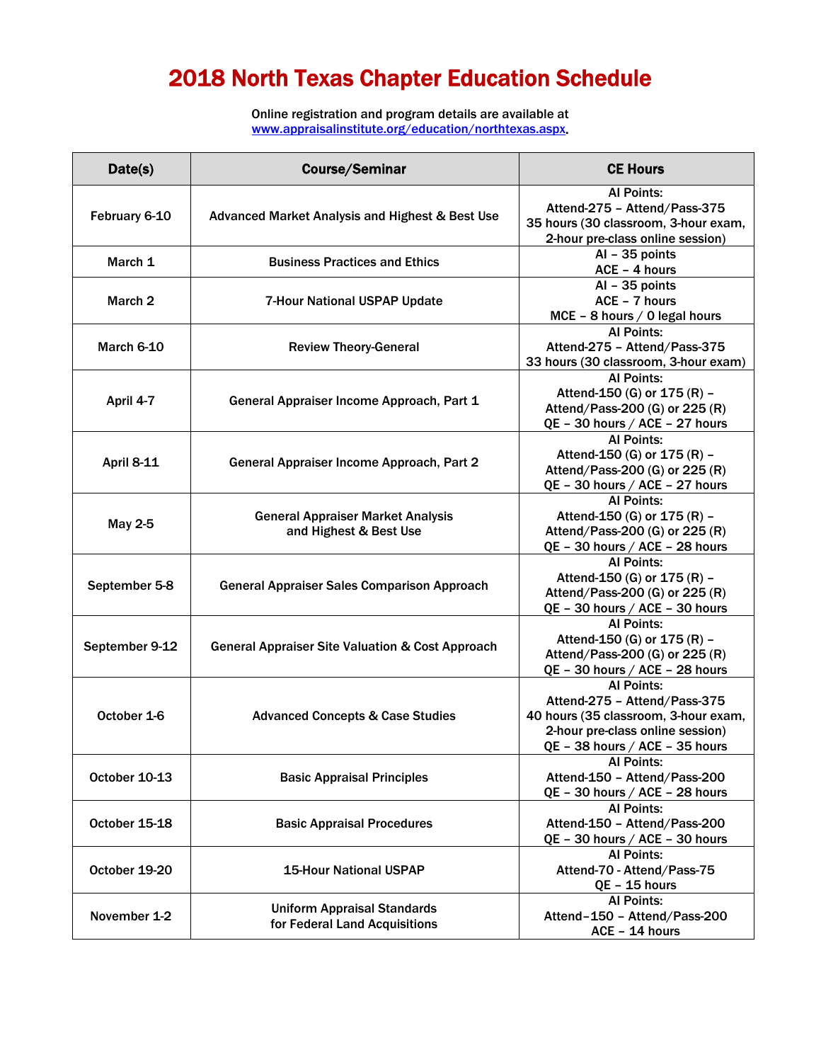# 2018 North Texas Chapter Education Schedule

Online registration and program details are available at
www.appraisalinstitute.org/education/northtexas.aspx.

| Date(s) | Course/Seminar | CE Hours |
| --- | --- | --- |
| February 6-10 | Advanced Market Analysis and Highest & Best Use | AI Points:<br>Attend-275 – Attend/Pass-375<br>35 hours (30 classroom, 3-hour exam, 2-hour pre-class online session) |
| March 1 | Business Practices and Ethics | AI – 35 points<br>ACE – 4 hours |
| March 2 | 7-Hour National USPAP Update | AI – 35 points<br>ACE – 7 hours<br>MCE – 8 hours / 0 legal hours |
| March 6-10 | Review Theory-General | AI Points:<br>Attend-275 – Attend/Pass-375<br>33 hours (30 classroom, 3-hour exam) |
| April 4-7 | General Appraiser Income Approach, Part 1 | AI Points:<br>Attend-150 (G) or 175 (R) – Attend/Pass-200 (G) or 225 (R)<br>QE – 30 hours / ACE – 27 hours |
| April 8-11 | General Appraiser Income Approach, Part 2 | AI Points:<br>Attend-150 (G) or 175 (R) – Attend/Pass-200 (G) or 225 (R)<br>QE – 30 hours / ACE – 27 hours |
| May 2-5 | General Appraiser Market Analysis and Highest & Best Use | AI Points:<br>Attend-150 (G) or 175 (R) – Attend/Pass-200 (G) or 225 (R)<br>QE – 30 hours / ACE – 28 hours |
| September 5-8 | General Appraiser Sales Comparison Approach | AI Points:<br>Attend-150 (G) or 175 (R) – Attend/Pass-200 (G) or 225 (R)<br>QE – 30 hours / ACE – 30 hours |
| September 9-12 | General Appraiser Site Valuation & Cost Approach | AI Points:<br>Attend-150 (G) or 175 (R) – Attend/Pass-200 (G) or 225 (R)<br>QE – 30 hours / ACE – 28 hours |
| October 1-6 | Advanced Concepts & Case Studies | AI Points:<br>Attend-275 – Attend/Pass-375<br>40 hours (35 classroom, 3-hour exam, 2-hour pre-class online session)<br>QE – 38 hours / ACE – 35 hours |
| October 10-13 | Basic Appraisal Principles | AI Points:<br>Attend-150 – Attend/Pass-200<br>QE – 30 hours / ACE – 28 hours |
| October 15-18 | Basic Appraisal Procedures | AI Points:<br>Attend-150 – Attend/Pass-200<br>QE – 30 hours / ACE – 30 hours |
| October 19-20 | 15-Hour National USPAP | AI Points:<br>Attend-70 - Attend/Pass-75<br>QE – 15 hours |
| November 1-2 | Uniform Appraisal Standards for Federal Land Acquisitions | AI Points:<br>Attend–150 – Attend/Pass-200<br>ACE – 14 hours |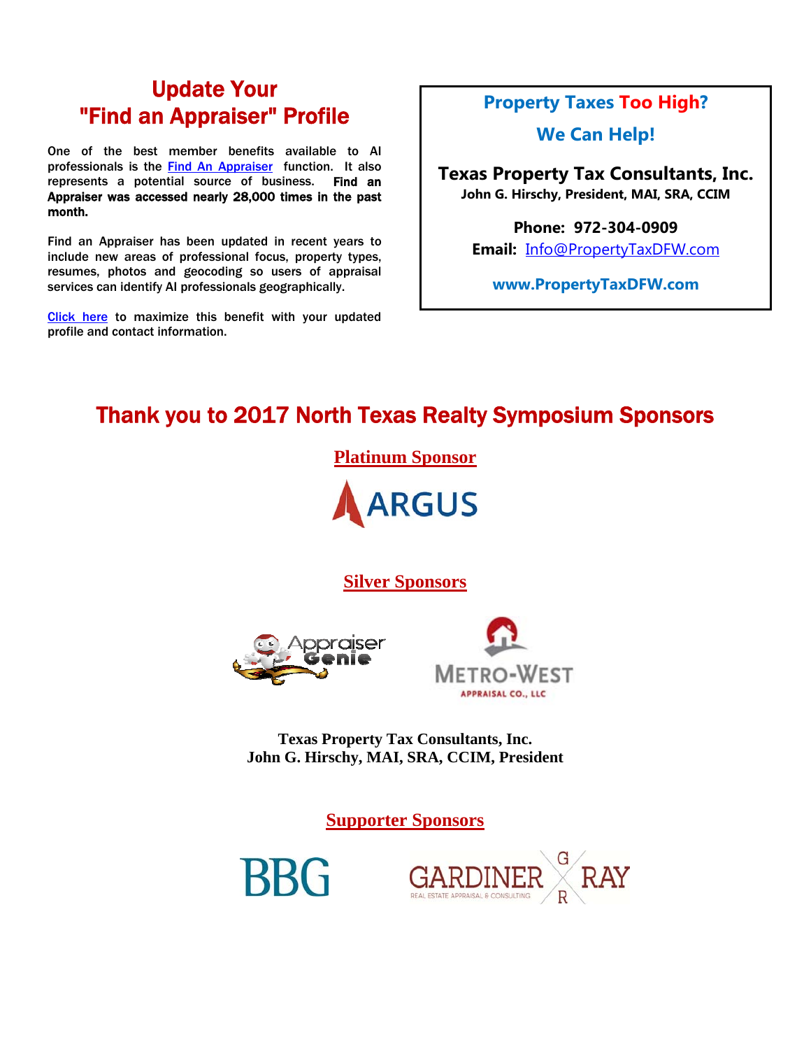## Update Your "Find an Appraiser" Profile

One of the best member benefits available to AI professionals is the Find An Appraiser function. It also represents a potential source of business. **Find an Appraiser was accessed nearly 28,000 times in the past month.**

Find an Appraiser has been updated in recent years to include new areas of professional focus, property types, resumes, photos and geocoding so users of appraisal services can identify AI professionals geographically.

Click here to maximize this benefit with your updated profile and contact information.

**Property Taxes Too High?**

**We Can Help!**

**Texas Property Tax Consultants, Inc.**
**John G. Hirschy, President, MAI, SRA, CCIM**

**Phone: 972-304-0909**
**Email:** Info@PropertyTaxDFW.com

**www.PropertyTaxDFW.com**

## Thank you to 2017 North Texas Realty Symposium Sponsors

### Platinum Sponsor

ARGUS

### Silver Sponsors

Appraiser Genie

METRO-WEST APPRAISAL CO., LLC

**Texas Property Tax Consultants, Inc.**
**John G. Hirschy, MAI, SRA, CCIM, President**

### Supporter Sponsors

BBG

GARDINER RAY REAL ESTATE APPRAISAL & CONSULTING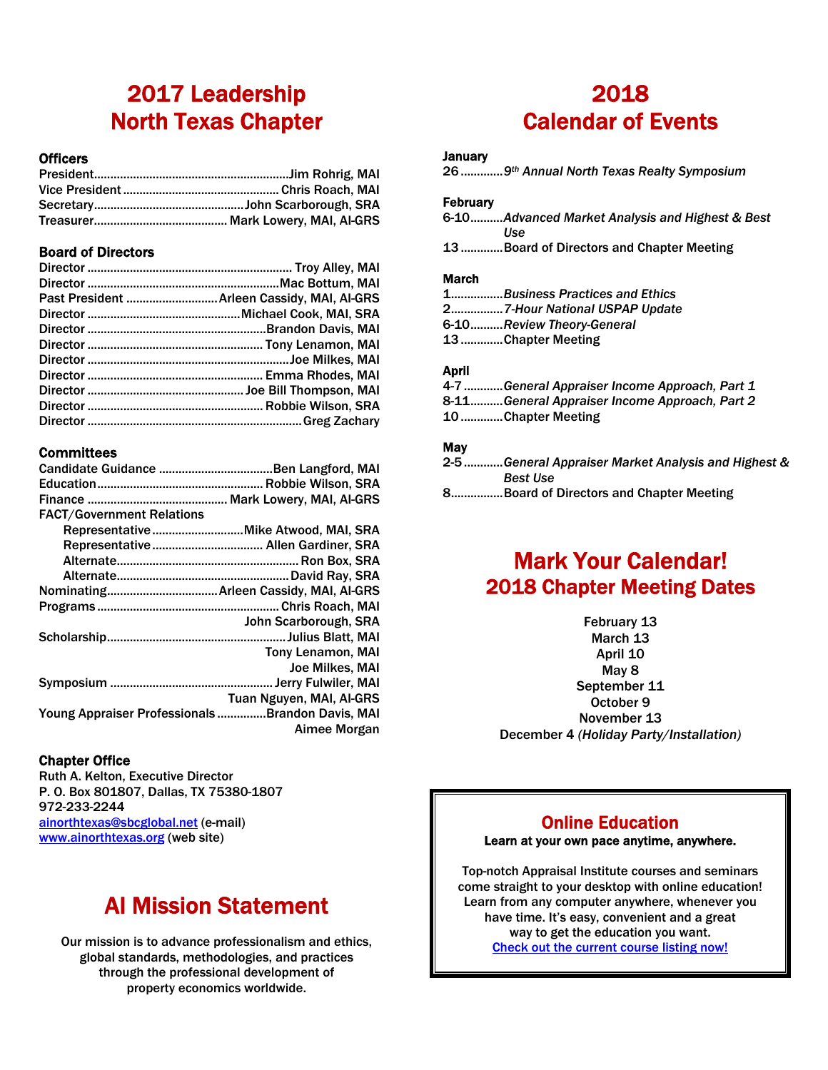# 2017 Leadership North Texas Chapter

### Officers

President............................................................Jim Rohrig, MAI
Vice President ................................................ Chris Roach, MAI
Secretary..............................................John Scarborough, SRA
Treasurer......................................... Mark Lowery, MAI, AI-GRS

### Board of Directors

Director .............................................................. Troy Alley, MAI
Director ...........................................................Mac Bottum, MAI
Past President ............................Arleen Cassidy, MAI, AI-GRS
Director ...............................................Michael Cook, MAI, SRA
Director ......................................................Brandon Davis, MAI
Director ..................................................... Tony Lenamon, MAI
Director .............................................................Joe Milkes, MAI
Director ..................................................... Emma Rhodes, MAI
Director ................................................ Joe Bill Thompson, MAI
Director ..................................................... Robbie Wilson, SRA
Director .................................................................Greg Zachary

### Committees

Candidate Guidance ..................................Ben Langford, MAI
Education................................................... Robbie Wilson, SRA
Finance ........................................... Mark Lowery, MAI, AI-GRS
FACT/Government Relations
- Representative............................Mike Atwood, MAI, SRA
- Representative.................................. Allen Gardiner, SRA
- Alternate.......................................................Ron Box, SRA
- Alternate....................................................David Ray, SRA

Nominating..................................Arleen Cassidy, MAI, AI-GRS
Programs ....................................................... Chris Roach, MAI
John Scarborough, SRA
Scholarship......................................................Julius Blatt, MAI
Tony Lenamon, MAI
Joe Milkes, MAI
Symposium .................................................. Jerry Fulwiler, MAI
Tuan Nguyen, MAI, AI-GRS
Young Appraiser Professionals ..............Brandon Davis, MAI
Aimee Morgan

### Chapter Office

Ruth A. Kelton, Executive Director
P. O. Box 801807, Dallas, TX 75380-1807
972-233-2244
ainorthtexas@sbcglobal.net (e-mail)
www.ainorthtexas.org (web site)

# AI Mission Statement

Our mission is to advance professionalism and ethics, global standards, methodologies, and practices through the professional development of property economics worldwide.

# 2018 Calendar of Events

### January

26 .............*9th Annual North Texas Realty Symposium*

### February

6-10..........*Advanced Market Analysis and Highest & Best Use*
13 .............Board of Directors and Chapter Meeting

### March

1................*Business Practices and Ethics*
2................*7-Hour National USPAP Update*
6-10..........*Review Theory-General*
13 .............Chapter Meeting

### April

4-7 ...........*General Appraiser Income Approach, Part 1*
8-11..........*General Appraiser Income Approach, Part 2*
10 .............Chapter Meeting

### May

2-5 ...........*General Appraiser Market Analysis and Highest & Best Use*
8................Board of Directors and Chapter Meeting

# Mark Your Calendar!

## 2018 Chapter Meeting Dates

February 13
March 13
April 10
May 8
September 11
October 9
November 13
December 4 *(Holiday Party/Installation)*

## Online Education

**Learn at your own pace anytime, anywhere.**

Top-notch Appraisal Institute courses and seminars come straight to your desktop with online education! Learn from any computer anywhere, whenever you have time. It's easy, convenient and a great way to get the education you want.
Check out the current course listing now!